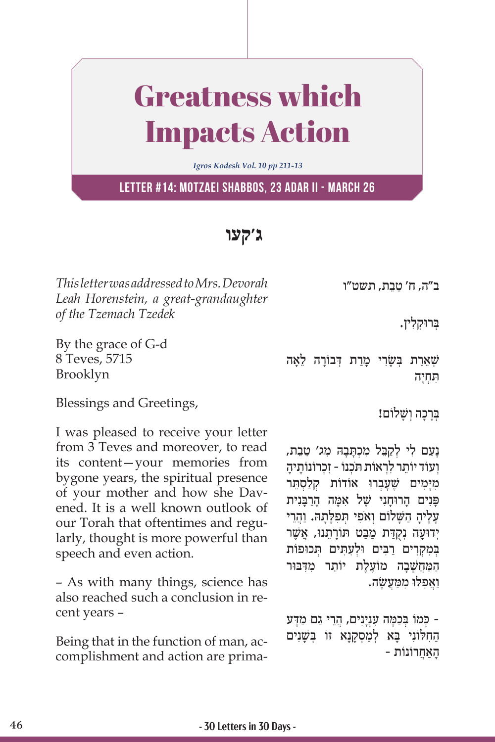# Greatness which Impacts Action

*Igros Kodesh Vol. 10 pp 211-13*

**LETTER #14: MOTZAEI SHABBOS, 23 ADAR II - MARCH 26**

## ג׳קעו

*This letter was addressed to Mrs. Devorah Leah Horenstein, a great-granddaughter of the Tzemach Tzedek*

By the grace of G-d
8 Teves, 5715
Brooklyn

Blessings and Greetings,

I was pleased to receive your letter from 3 Teves and moreover, to read its content—your memories from bygone years, the spiritual presence of your mother and how she Davened. It is a well known outlook of our Torah that oftentimes and regularly, thought is more powerful than speech and even action.

– As with many things, science has also reached such a conclusion in recent years –

Being that in the function of man, accomplishment and action are prima-

ב"ה, ח' טֵבֵת, תשט"ו

בְּרוּקְלִין.

שְׁאֶרֶת בְּשָׂרִי מָרַת דְּבוֹרָה לֵאָה תִּחְיֶה

בְּרָכָה וְשָׁלוֹם!

נָעַם לִי לְקַבֵּל מִכְתָּבָהּ מִג' טֵבֵת, וְעוֹד יוֹתֵר לִרְאוֹת תֹּכְנוֹ - זִכְרוֹנוֹתֶיהָ מִיָּמִים שֶׁעָבְרוּ אוֹדוֹת קְלַסְתֵּר פָּנִים הָרוּחָנִי שֶׁל אִמָּהּ הָרַבָּנִית עָלֶיהָ הַשָּׁלוֹם וְאֹפֶן תְּפִלָּתָהּ. וַהֲרֵי יְדוּעָה נְקֻדַּת מַבַּט תּוֹרָתֵנוּ, אֲשֶׁר בְּמִקְרִים רַבִּים וּלְעִתִּים תְּכוּפוֹת הַמַּחֲשָׁבָה מוֹעֶלֶת יוֹתֵר מִדִּבּוּר וַאֲפִלּוּ מִמַּעֲשֶׂה.

- כְּמוֹ בְּכַמָּה עִנְיָנִים, הֲרֵי גַּם מַדָּע הַחִלּוֹנִי בָּא לְמַסְקָנָא זוֹ בְּשָׁנִים הָאַחֲרוֹנוֹת -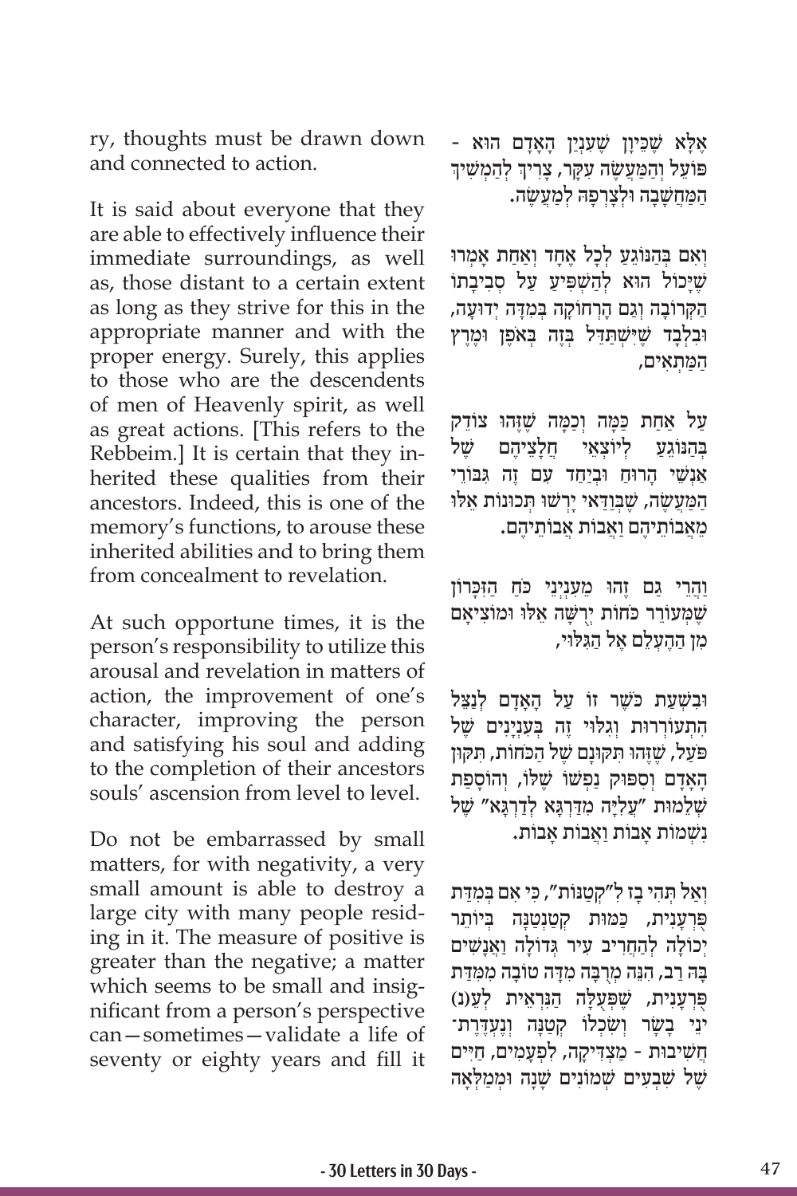ry, thoughts must be drawn down and connected to action.

It is said about everyone that they are able to effectively influence their immediate surroundings, as well as, those distant to a certain extent as long as they strive for this in the appropriate manner and with the proper energy. Surely, this applies to those who are the descendents of men of Heavenly spirit, as well as great actions. [This refers to the Rebbeim.] It is certain that they inherited these qualities from their ancestors. Indeed, this is one of the memory's functions, to arouse these inherited abilities and to bring them from concealment to revelation.

At such opportune times, it is the person's responsibility to utilize this arousal and revelation in matters of action, the improvement of one's character, improving the person and satisfying his soul and adding to the completion of their ancestors souls' ascension from level to level.

Do not be embarrassed by small matters, for with negativity, a very small amount is able to destroy a large city with many people residing in it. The measure of positive is greater than the negative; a matter which seems to be small and insignificant from a person's perspective can—sometimes—validate a life of seventy or eighty years and fill it

אֶלָּא שֶׁכֵּיוָן שֶׁעִנְיַן הָאָדָם הוּא - פּוֹעֵל וְהַמַּעֲשֶׂה עִקָּר, צָרִיךְ לְהַמְשִׁיךְ הַמַּחֲשָׁבָה וּלְצָרְפָהּ לְמַעֲשֶׂה.

וְאִם בְּהַנּוֹגֵעַ לְכָל אֶחָד וְאַחַת אָמְרוּ שֶׁיָּכוֹל הוּא לְהַשְׁפִּיעַ עַל סְבִיבָתוֹ הַקְּרוֹבָה וְגַם הָרְחוֹקָה בְּמִדָּה יְדוּעָה, וּבִלְבַד שֶׁיִּשְׁתַּדֵּל בְּזֶה בְּאֹפֶן וּמֶרֶץ הַמַּתְאִים,

עַל אַחַת כַּמָּה וְכַמָּה שֶׁזֶּהוּ צוֹדֵק בְּהַנּוֹגֵעַ לְיוֹצְאֵי חֲלָצֵיהֶם שֶׁל אַנְשֵׁי הָרוּחַ וּבְיַחַד עִם זֶה גִּבּוֹרֵי הַמַּעֲשֶׂה, שֶׁבְּוַדַּאי יָרְשׁוּ תְּכוּנוֹת אֵלּוּ מֵאֲבוֹתֵיהֶם וַאֲבוֹת אֲבוֹתֵיהֶם.

וַהֲרֵי גַם זֶהוּ מֵעִנְיְנֵי כֹּחַ הַזִּכָּרוֹן שֶׁמְּעוֹרֵר כֹּחוֹת יְרֻשָּׁה אֵלּוּ וּמוֹצִיאָם מִן הַהֶעְלֵם אֶל הַגִּלּוּי,

וּבִשְׁעַת כֹּשֶׁר זוֹ עַל הָאָדָם לְנַצֵּל הִתְעוֹרְרוּת וְגִלּוּי זֶה בְּעִנְיָנִים שֶׁל פֹּעַל, שֶׁזֶּהוּ תִּקּוּנָם שֶׁל הַכֹּחוֹת, תִּקּוּן הָאָדָם וְסִפּוּק נַפְשׁוֹ שֶׁלּוֹ, וְהוֹסָפַת שְׁלֵמוּת "עֲלִיָּה מִדַּרְגָּא לְדַרְגָּא" שֶׁל נִשְׁמוֹת אָבוֹת וַאֲבוֹת אָבוֹת.

וְאַל תְּהִי בָז לְ"קְטַנּוֹת", כִּי אִם בְּמִדַּת פֻּרְעָנִית, כַּמּוּת קְטַנְטַנָּה בְּיוֹתֵר יְכוֹלָה לְהַחֲרִיב עִיר גְּדוֹלָה וַאֲנָשִׁים בָּהּ רַב, הִנֵּה מְרֻבָּה מִדָּה טוֹבָה מִמִּדַּת פֻּרְעָנִית, שֶׁפְּעֻלָּה הַנִּרְאֵית לְעֵ(נ)יְנֵי בָשָׂר וְשִׂכְלוֹ קְטַנָּה וְנֶעְדֶּרֶת־חֲשִׁיבוּת - מַצְדִּיקָה, לִפְעָמִים, חַיִּים שֶׁל שִׁבְעִים שְׁמוֹנִים שָׁנָה וּמְמַלְּאָה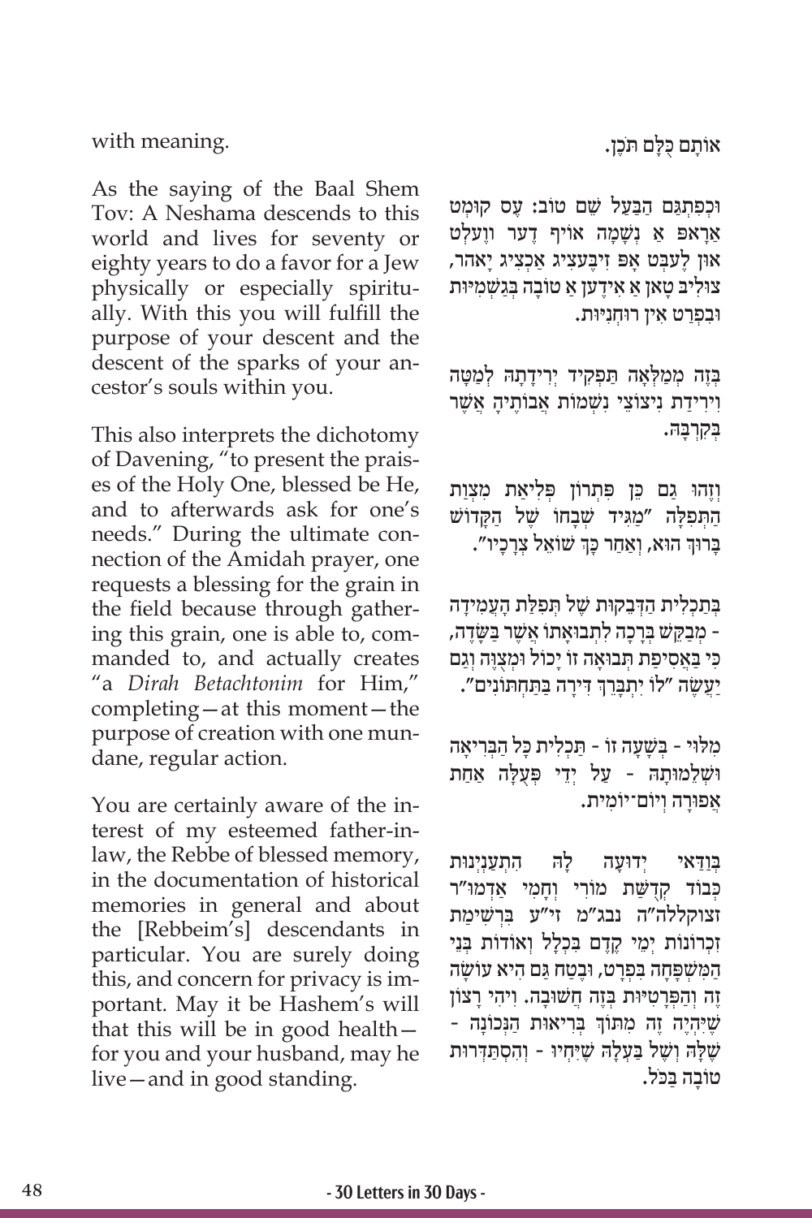with meaning.

As the saying of the Baal Shem Tov: A Neshama descends to this world and lives for seventy or eighty years to do a favor for a Jew physically or especially spiritually. With this you will fulfill the purpose of your descent and the descent of the sparks of your ancestor's souls within you.

This also interprets the dichotomy of Davening, "to present the praises of the Holy One, blessed be He, and to afterwards ask for one's needs." During the ultimate connection of the Amidah prayer, one requests a blessing for the grain in the field because through gathering this grain, one is able to, commanded to, and actually creates "a *Dirah Betachtonim* for Him," completing—at this moment—the purpose of creation with one mundane, regular action.

You are certainly aware of the interest of my esteemed father-in-law, the Rebbe of blessed memory, in the documentation of historical memories in general and about the [Rebbeim's] descendants in particular. You are surely doing this, and concern for privacy is important. May it be Hashem's will that this will be in good health—for you and your husband, may he live—and in good standing.

אוֹתָם כֻּלָּם תֹּכֶן.

וּכְפִתְגַּם הַבַּעַל שֵׁם טוֹב: עֶס קוּמְט אַרָאפּ אַ נְשָׁמָה אוֹיף דֶער וֶועלְט אוּן לֶעבְּט אָפּ זִיבֶּעצִיג אַכְצִיג יָאהר, צוּלִיבּ טָאן אַ אִידֶען אַ טוֹבָה בְּגַשְׁמִיּוּת וּבִפְרַט אִין רוּחְנִיּוּת.

בְּזֶה מְמַלְּאָה תַּפְקִיד יְרִידָתָהּ לְמַטָּה וִירִידַת נִיצוֹצֵי נִשְׁמוֹת אֲבוֹתֶיהָ אֲשֶׁר בְּקִרְבָּהּ.

וְזֶהוּ גַּם כֵּן פִּתְרוֹן פְּלִיאַת מִצְוַת הַתְּפִלָּה "מַגִּיד שִׁבְחוֹ שֶׁל הַקָּדוֹשׁ בָּרוּךְ הוּא, וְאַחַר כָּךְ שׁוֹאֵל צְרָכָיו".

בְּתַכְלִית הַדְּבֵקוּת שֶׁל תְּפִלַּת הָעֲמִידָה - מְבַקֵּשׁ בְּרָכָה לִתְבוּאָתוֹ אֲשֶׁר בַּשָּׂדֶה, כִּי בַּאֲסִיפַת תְּבוּאָה זוֹ יָכוֹל וּמְצֻוֶּה וְגַם יַעֲשֶׂה "לוֹ יִתְבָּרֵךְ דִּירָה בַּתַּחְתּוֹנִים".

מִלּוּי - בְּשָׁעָה זוֹ - תַּכְלִית כָּל הַבְּרִיאָה וּשְׁלֵמוּתָהּ - עַל יְדֵי פְּעֻלָּה אַחַת אֲפוּרָה וְיוֹם־יוֹמִית.

בְּוַדַּאי יְדוּעָה לָהּ הִתְעַנְיְנוּת כְּבוֹד קְדֻשַּׁת מוֹרִי וְחָמִי אַדְמוּ"ר זצוקללה"ה נבג"מ זי"ע בְּרְשִׁימַת זִכְרוֹנוֹת יְמֵי קֶדֶם בִּכְלָל וְאוֹדוֹת בְּנֵי הַמִּשְׁפָּחָה בִּפְרַט, וּבֶטַח גַּם הִיא עוֹשָׂה זֶה וְהַפְּרָטִיּוּת בְּזֶה חֲשׁוּבָה. וִיהִי רָצוֹן שֶׁיִּהְיֶה זֶה מִתּוֹךְ בְּרִיאוּת הַנְּכוֹנָה - שֶׁלָּהּ וְשֶׁל בַּעְלָהּ שֶׁיִּחְיוּ - וְהִסְתַּדְּרוּת טוֹבָה בַּכֹּל.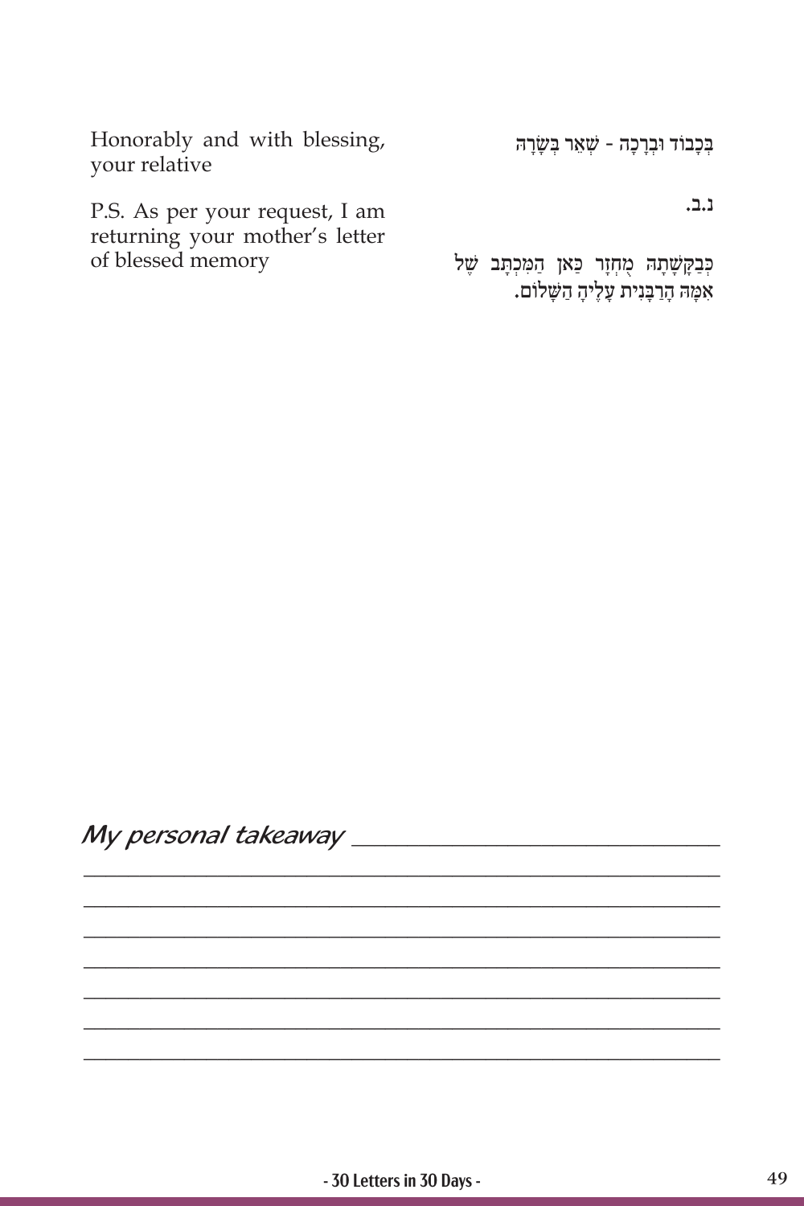Honorably and with blessing, your relative

בְּכָבוֹד וּבְרָכָה - שְׁאֵר בְּשָׂרָהּ

P.S. As per your request, I am returning your mother's letter of blessed memory

נ.ב.

כְּבַקָּשָׁתָהּ מֻחְזָר כַּאן הַמִּכְתָּב שֶׁל אִמָּהּ הָרַבָּנִית עָלֶיהָ הַשָּׁלוֹם.

*My personal takeaway* ______________________________

______________________________________________________

______________________________________________________

______________________________________________________

______________________________________________________

______________________________________________________

______________________________________________________

______________________________________________________